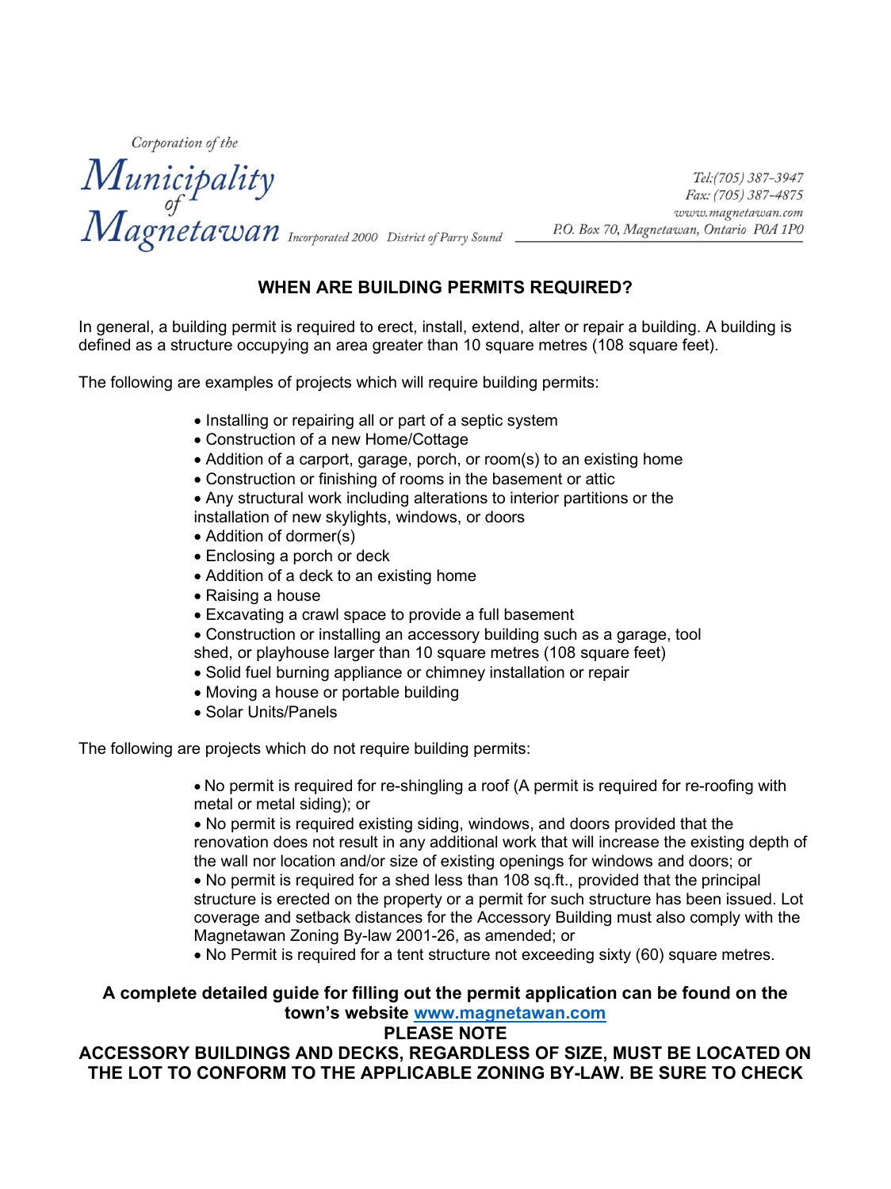Corporation of the

**Municipality of Magnetawan** Incorporated 2000 District of Parry Sound

Tel:(705) 387-3947
Fax: (705) 387-4875
www.magnetawan.com
P.O. Box 70, Magnetawan, Ontario P0A 1P0

## WHEN ARE BUILDING PERMITS REQUIRED?

In general, a building permit is required to erect, install, extend, alter or repair a building. A building is defined as a structure occupying an area greater than 10 square metres (108 square feet).

The following are examples of projects which will require building permits:

- Installing or repairing all or part of a septic system
- Construction of a new Home/Cottage
- Addition of a carport, garage, porch, or room(s) to an existing home
- Construction or finishing of rooms in the basement or attic
- Any structural work including alterations to interior partitions or the installation of new skylights, windows, or doors
- Addition of dormer(s)
- Enclosing a porch or deck
- Addition of a deck to an existing home
- Raising a house
- Excavating a crawl space to provide a full basement
- Construction or installing an accessory building such as a garage, tool shed, or playhouse larger than 10 square metres (108 square feet)
- Solid fuel burning appliance or chimney installation or repair
- Moving a house or portable building
- Solar Units/Panels

The following are projects which do not require building permits:

- No permit is required for re-shingling a roof (A permit is required for re-roofing with metal or metal siding); or
- No permit is required existing siding, windows, and doors provided that the renovation does not result in any additional work that will increase the existing depth of the wall nor location and/or size of existing openings for windows and doors; or
- No permit is required for a shed less than 108 sq.ft., provided that the principal structure is erected on the property or a permit for such structure has been issued. Lot coverage and setback distances for the Accessory Building must also comply with the Magnetawan Zoning By-law 2001-26, as amended; or
- No Permit is required for a tent structure not exceeding sixty (60) square metres.

**A complete detailed guide for filling out the permit application can be found on the town's website www.magnetawan.com**

**PLEASE NOTE**

**ACCESSORY BUILDINGS AND DECKS, REGARDLESS OF SIZE, MUST BE LOCATED ON THE LOT TO CONFORM TO THE APPLICABLE ZONING BY-LAW. BE SURE TO CHECK**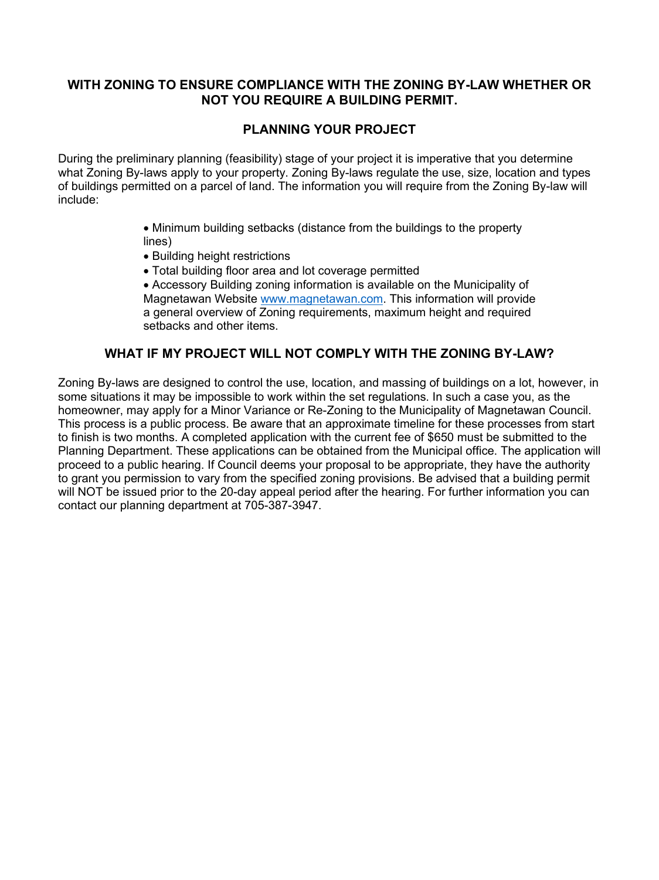**WITH ZONING TO ENSURE COMPLIANCE WITH THE ZONING BY-LAW WHETHER OR NOT YOU REQUIRE A BUILDING PERMIT.**

## PLANNING YOUR PROJECT

During the preliminary planning (feasibility) stage of your project it is imperative that you determine what Zoning By-laws apply to your property. Zoning By-laws regulate the use, size, location and types of buildings permitted on a parcel of land. The information you will require from the Zoning By-law will include:

- Minimum building setbacks (distance from the buildings to the property lines)
- Building height restrictions
- Total building floor area and lot coverage permitted
- Accessory Building zoning information is available on the Municipality of Magnetawan Website www.magnetawan.com. This information will provide a general overview of Zoning requirements, maximum height and required setbacks and other items.

## WHAT IF MY PROJECT WILL NOT COMPLY WITH THE ZONING BY-LAW?

Zoning By-laws are designed to control the use, location, and massing of buildings on a lot, however, in some situations it may be impossible to work within the set regulations. In such a case you, as the homeowner, may apply for a Minor Variance or Re-Zoning to the Municipality of Magnetawan Council. This process is a public process. Be aware that an approximate timeline for these processes from start to finish is two months. A completed application with the current fee of $650 must be submitted to the Planning Department. These applications can be obtained from the Municipal office. The application will proceed to a public hearing. If Council deems your proposal to be appropriate, they have the authority to grant you permission to vary from the specified zoning provisions. Be advised that a building permit will NOT be issued prior to the 20-day appeal period after the hearing. For further information you can contact our planning department at 705-387-3947.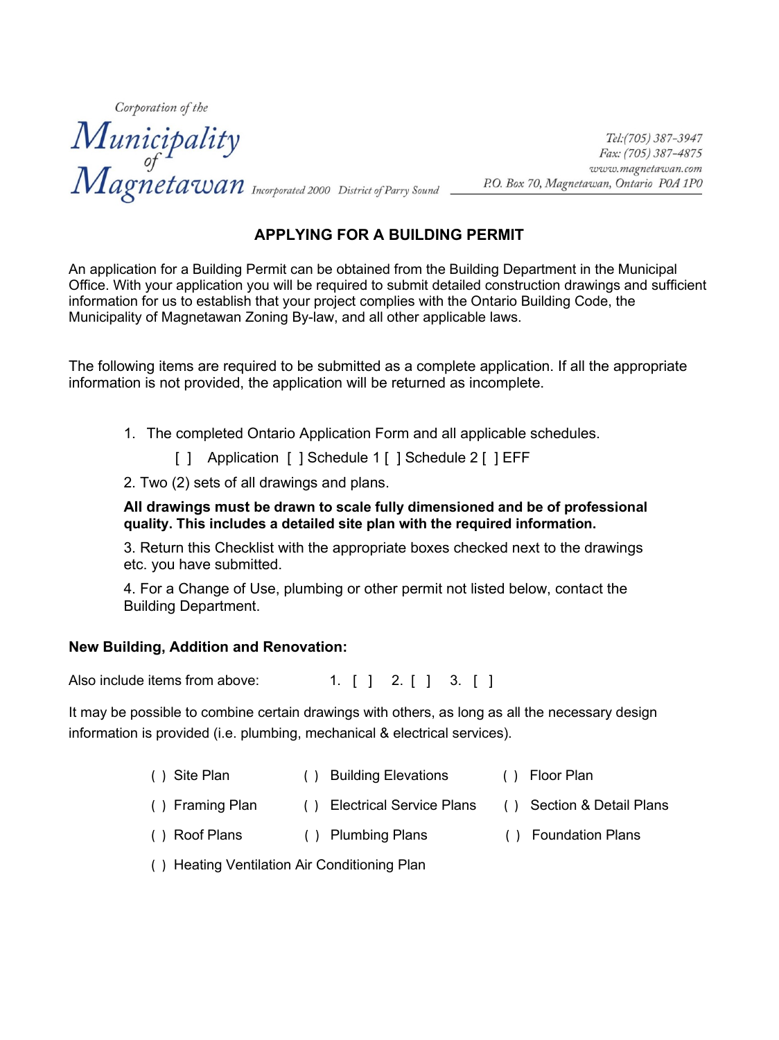Corporation of the

**Municipality of Magnetawan** Incorporated 2000 District of Parry Sound

Tel:(705) 387-3947
Fax: (705) 387-4875
www.magnetawan.com
P.O. Box 70, Magnetawan, Ontario P0A 1P0

## APPLYING FOR A BUILDING PERMIT

An application for a Building Permit can be obtained from the Building Department in the Municipal Office. With your application you will be required to submit detailed construction drawings and sufficient information for us to establish that your project complies with the Ontario Building Code, the Municipality of Magnetawan Zoning By-law, and all other applicable laws.

The following items are required to be submitted as a complete application. If all the appropriate information is not provided, the application will be returned as incomplete.

1. The completed Ontario Application Form and all applicable schedules.

   [ ] Application [ ] Schedule 1 [ ] Schedule 2 [ ] EFF

2. Two (2) sets of all drawings and plans.

   **All drawings must be drawn to scale fully dimensioned and be of professional quality. This includes a detailed site plan with the required information.**

3. Return this Checklist with the appropriate boxes checked next to the drawings etc. you have submitted.

4. For a Change of Use, plumbing or other permit not listed below, contact the Building Department.

**New Building, Addition and Renovation:**

Also include items from above: 1. [ ] 2. [ ] 3. [ ]

It may be possible to combine certain drawings with others, as long as all the necessary design information is provided (i.e. plumbing, mechanical & electrical services).

( ) Site Plan ( ) Building Elevations ( ) Floor Plan

( ) Framing Plan ( ) Electrical Service Plans ( ) Section & Detail Plans

( ) Roof Plans ( ) Plumbing Plans ( ) Foundation Plans

( ) Heating Ventilation Air Conditioning Plan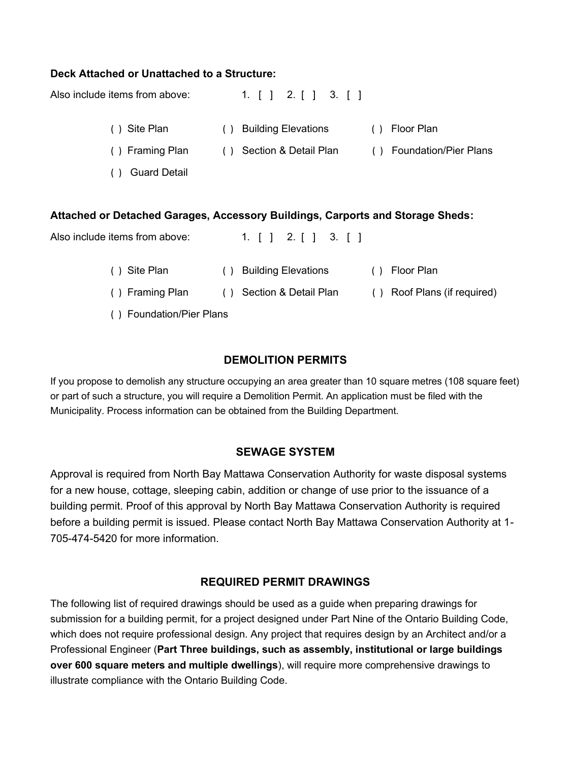**Deck Attached or Unattached to a Structure:**

Also include items from above: 1. [ ] 2. [ ] 3. [ ]

( ) Site Plan ( ) Building Elevations ( ) Floor Plan

( ) Framing Plan ( ) Section & Detail Plan ( ) Foundation/Pier Plans

( ) Guard Detail

**Attached or Detached Garages, Accessory Buildings, Carports and Storage Sheds:**

Also include items from above: 1. [ ] 2. [ ] 3. [ ]

( ) Site Plan ( ) Building Elevations ( ) Floor Plan

( ) Framing Plan ( ) Section & Detail Plan ( ) Roof Plans (if required)

( ) Foundation/Pier Plans

## DEMOLITION PERMITS

If you propose to demolish any structure occupying an area greater than 10 square metres (108 square feet) or part of such a structure, you will require a Demolition Permit. An application must be filed with the Municipality. Process information can be obtained from the Building Department.

## SEWAGE SYSTEM

Approval is required from North Bay Mattawa Conservation Authority for waste disposal systems for a new house, cottage, sleeping cabin, addition or change of use prior to the issuance of a building permit. Proof of this approval by North Bay Mattawa Conservation Authority is required before a building permit is issued. Please contact North Bay Mattawa Conservation Authority at 1-705-474-5420 for more information.

## REQUIRED PERMIT DRAWINGS

The following list of required drawings should be used as a guide when preparing drawings for submission for a building permit, for a project designed under Part Nine of the Ontario Building Code, which does not require professional design. Any project that requires design by an Architect and/or a Professional Engineer (**Part Three buildings, such as assembly, institutional or large buildings over 600 square meters and multiple dwellings**), will require more comprehensive drawings to illustrate compliance with the Ontario Building Code.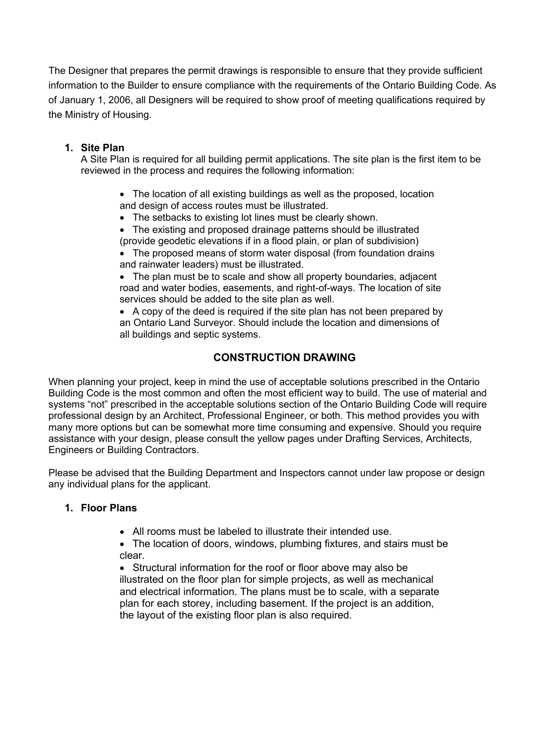The Designer that prepares the permit drawings is responsible to ensure that they provide sufficient information to the Builder to ensure compliance with the requirements of the Ontario Building Code. As of January 1, 2006, all Designers will be required to show proof of meeting qualifications required by the Ministry of Housing.

1. **Site Plan**
   A Site Plan is required for all building permit applications. The site plan is the first item to be reviewed in the process and requires the following information:

   - The location of all existing buildings as well as the proposed, location and design of access routes must be illustrated.
   - The setbacks to existing lot lines must be clearly shown.
   - The existing and proposed drainage patterns should be illustrated (provide geodetic elevations if in a flood plain, or plan of subdivision)
   - The proposed means of storm water disposal (from foundation drains and rainwater leaders) must be illustrated.
   - The plan must be to scale and show all property boundaries, adjacent road and water bodies, easements, and right-of-ways. The location of site services should be added to the site plan as well.
   - A copy of the deed is required if the site plan has not been prepared by an Ontario Land Surveyor. Should include the location and dimensions of all buildings and septic systems.

## CONSTRUCTION DRAWING

When planning your project, keep in mind the use of acceptable solutions prescribed in the Ontario Building Code is the most common and often the most efficient way to build. The use of material and systems "not" prescribed in the acceptable solutions section of the Ontario Building Code will require professional design by an Architect, Professional Engineer, or both. This method provides you with many more options but can be somewhat more time consuming and expensive. Should you require assistance with your design, please consult the yellow pages under Drafting Services, Architects, Engineers or Building Contractors.

Please be advised that the Building Department and Inspectors cannot under law propose or design any individual plans for the applicant.

1. **Floor Plans**

   - All rooms must be labeled to illustrate their intended use.
   - The location of doors, windows, plumbing fixtures, and stairs must be clear.
   - Structural information for the roof or floor above may also be illustrated on the floor plan for simple projects, as well as mechanical and electrical information. The plans must be to scale, with a separate plan for each storey, including basement. If the project is an addition, the layout of the existing floor plan is also required.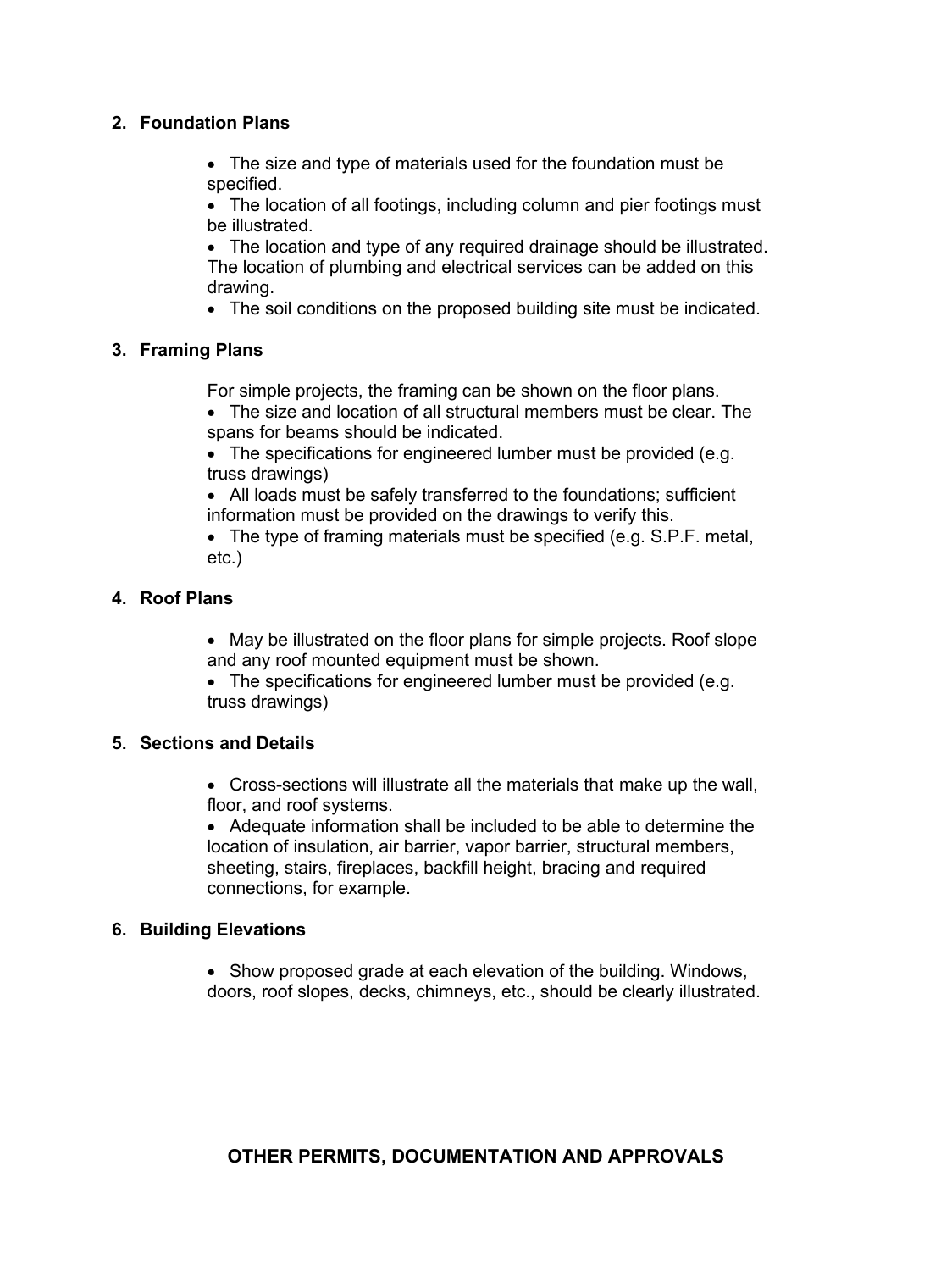## 2. Foundation Plans

- The size and type of materials used for the foundation must be specified.
- The location of all footings, including column and pier footings must be illustrated.
- The location and type of any required drainage should be illustrated. The location of plumbing and electrical services can be added on this drawing.
- The soil conditions on the proposed building site must be indicated.

## 3. Framing Plans

For simple projects, the framing can be shown on the floor plans.

- The size and location of all structural members must be clear. The spans for beams should be indicated.
- The specifications for engineered lumber must be provided (e.g. truss drawings)
- All loads must be safely transferred to the foundations; sufficient information must be provided on the drawings to verify this.
- The type of framing materials must be specified (e.g. S.P.F. metal, etc.)

## 4. Roof Plans

- May be illustrated on the floor plans for simple projects. Roof slope and any roof mounted equipment must be shown.
- The specifications for engineered lumber must be provided (e.g. truss drawings)

## 5. Sections and Details

- Cross-sections will illustrate all the materials that make up the wall, floor, and roof systems.
- Adequate information shall be included to be able to determine the location of insulation, air barrier, vapor barrier, structural members, sheeting, stairs, fireplaces, backfill height, bracing and required connections, for example.

## 6. Building Elevations

- Show proposed grade at each elevation of the building. Windows, doors, roof slopes, decks, chimneys, etc., should be clearly illustrated.

## OTHER PERMITS, DOCUMENTATION AND APPROVALS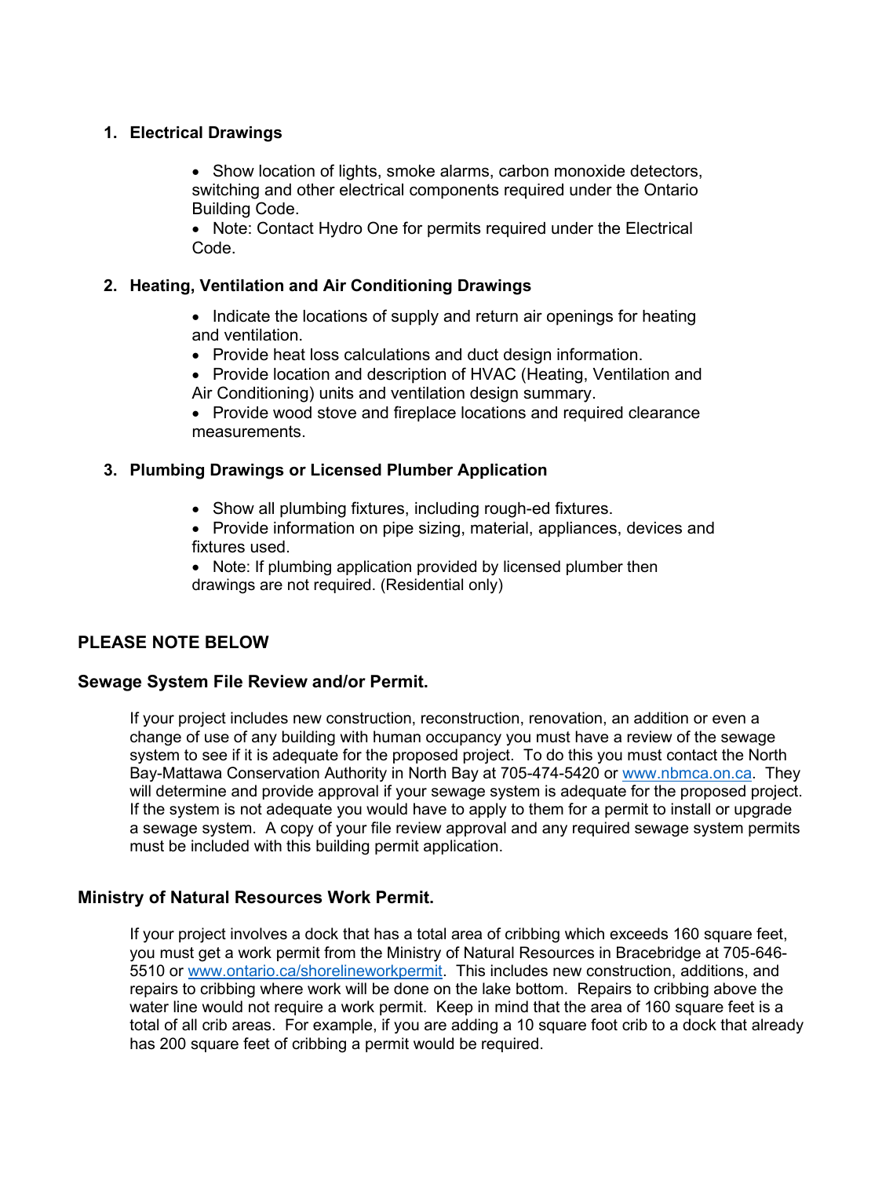1. **Electrical Drawings**

   - Show location of lights, smoke alarms, carbon monoxide detectors, switching and other electrical components required under the Ontario Building Code.
   - Note: Contact Hydro One for permits required under the Electrical Code.

2. **Heating, Ventilation and Air Conditioning Drawings**

   - Indicate the locations of supply and return air openings for heating and ventilation.
   - Provide heat loss calculations and duct design information.
   - Provide location and description of HVAC (Heating, Ventilation and Air Conditioning) units and ventilation design summary.
   - Provide wood stove and fireplace locations and required clearance measurements.

3. **Plumbing Drawings or Licensed Plumber Application**

   - Show all plumbing fixtures, including rough-ed fixtures.
   - Provide information on pipe sizing, material, appliances, devices and fixtures used.
   - Note: If plumbing application provided by licensed plumber then drawings are not required. (Residential only)

## PLEASE NOTE BELOW

### Sewage System File Review and/or Permit.

If your project includes new construction, reconstruction, renovation, an addition or even a change of use of any building with human occupancy you must have a review of the sewage system to see if it is adequate for the proposed project. To do this you must contact the North Bay-Mattawa Conservation Authority in North Bay at 705-474-5420 or www.nbmca.on.ca. They will determine and provide approval if your sewage system is adequate for the proposed project. If the system is not adequate you would have to apply to them for a permit to install or upgrade a sewage system. A copy of your file review approval and any required sewage system permits must be included with this building permit application.

### Ministry of Natural Resources Work Permit.

If your project involves a dock that has a total area of cribbing which exceeds 160 square feet, you must get a work permit from the Ministry of Natural Resources in Bracebridge at 705-646-5510 or www.ontario.ca/shorelineworkpermit. This includes new construction, additions, and repairs to cribbing where work will be done on the lake bottom. Repairs to cribbing above the water line would not require a work permit. Keep in mind that the area of 160 square feet is a total of all crib areas. For example, if you are adding a 10 square foot crib to a dock that already has 200 square feet of cribbing a permit would be required.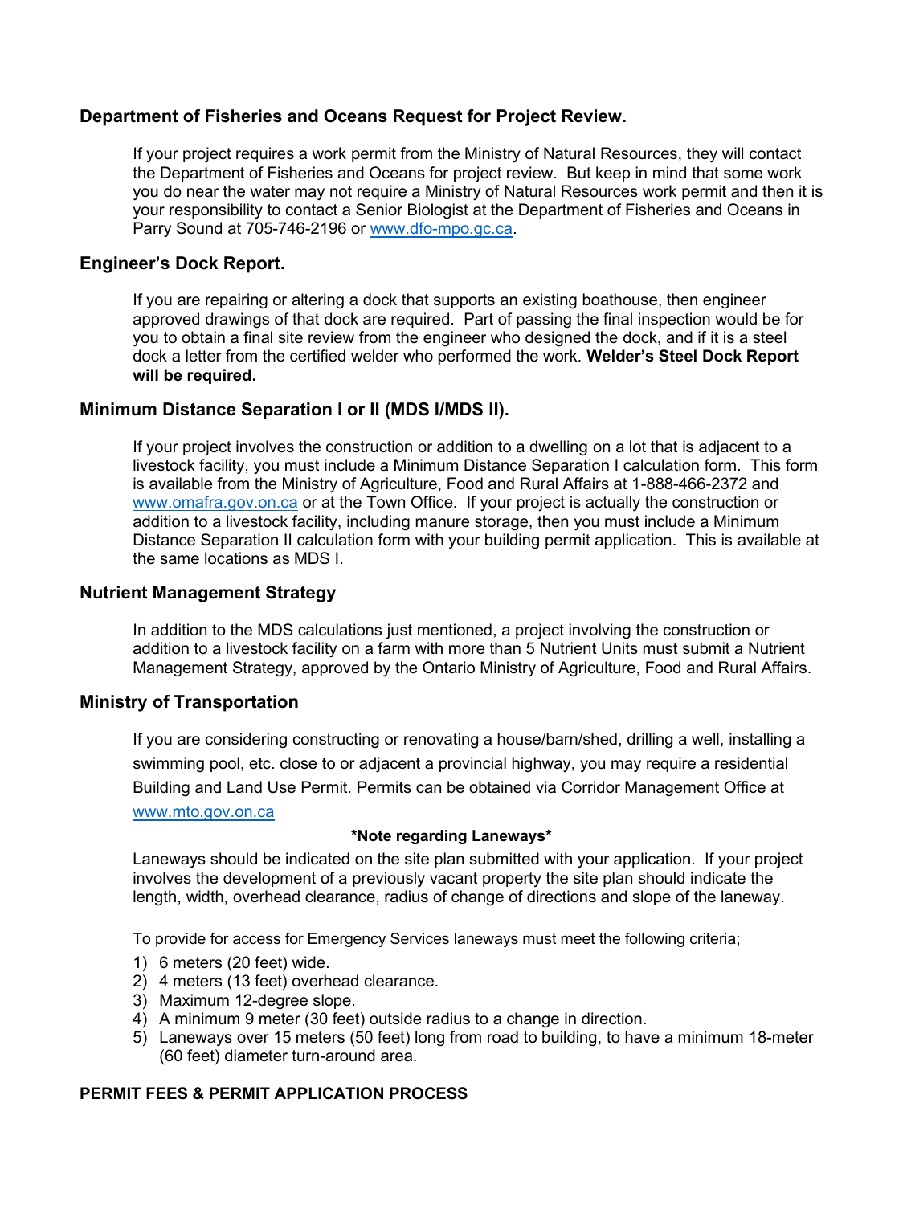## Department of Fisheries and Oceans Request for Project Review.

If your project requires a work permit from the Ministry of Natural Resources, they will contact the Department of Fisheries and Oceans for project review. But keep in mind that some work you do near the water may not require a Ministry of Natural Resources work permit and then it is your responsibility to contact a Senior Biologist at the Department of Fisheries and Oceans in Parry Sound at 705-746-2196 or www.dfo-mpo.gc.ca.

## Engineer's Dock Report.

If you are repairing or altering a dock that supports an existing boathouse, then engineer approved drawings of that dock are required. Part of passing the final inspection would be for you to obtain a final site review from the engineer who designed the dock, and if it is a steel dock a letter from the certified welder who performed the work. **Welder's Steel Dock Report will be required.**

## Minimum Distance Separation I or II (MDS I/MDS II).

If your project involves the construction or addition to a dwelling on a lot that is adjacent to a livestock facility, you must include a Minimum Distance Separation I calculation form. This form is available from the Ministry of Agriculture, Food and Rural Affairs at 1-888-466-2372 and www.omafra.gov.on.ca or at the Town Office. If your project is actually the construction or addition to a livestock facility, including manure storage, then you must include a Minimum Distance Separation II calculation form with your building permit application. This is available at the same locations as MDS I.

## Nutrient Management Strategy

In addition to the MDS calculations just mentioned, a project involving the construction or addition to a livestock facility on a farm with more than 5 Nutrient Units must submit a Nutrient Management Strategy, approved by the Ontario Ministry of Agriculture, Food and Rural Affairs.

## Ministry of Transportation

If you are considering constructing or renovating a house/barn/shed, drilling a well, installing a swimming pool, etc. close to or adjacent a provincial highway, you may require a residential Building and Land Use Permit. Permits can be obtained via Corridor Management Office at www.mto.gov.on.ca

**\*Note regarding Laneways\***

Laneways should be indicated on the site plan submitted with your application. If your project involves the development of a previously vacant property the site plan should indicate the length, width, overhead clearance, radius of change of directions and slope of the laneway.

To provide for access for Emergency Services laneways must meet the following criteria;

1) 6 meters (20 feet) wide.
2) 4 meters (13 feet) overhead clearance.
3) Maximum 12-degree slope.
4) A minimum 9 meter (30 feet) outside radius to a change in direction.
5) Laneways over 15 meters (50 feet) long from road to building, to have a minimum 18-meter (60 feet) diameter turn-around area.

## PERMIT FEES & PERMIT APPLICATION PROCESS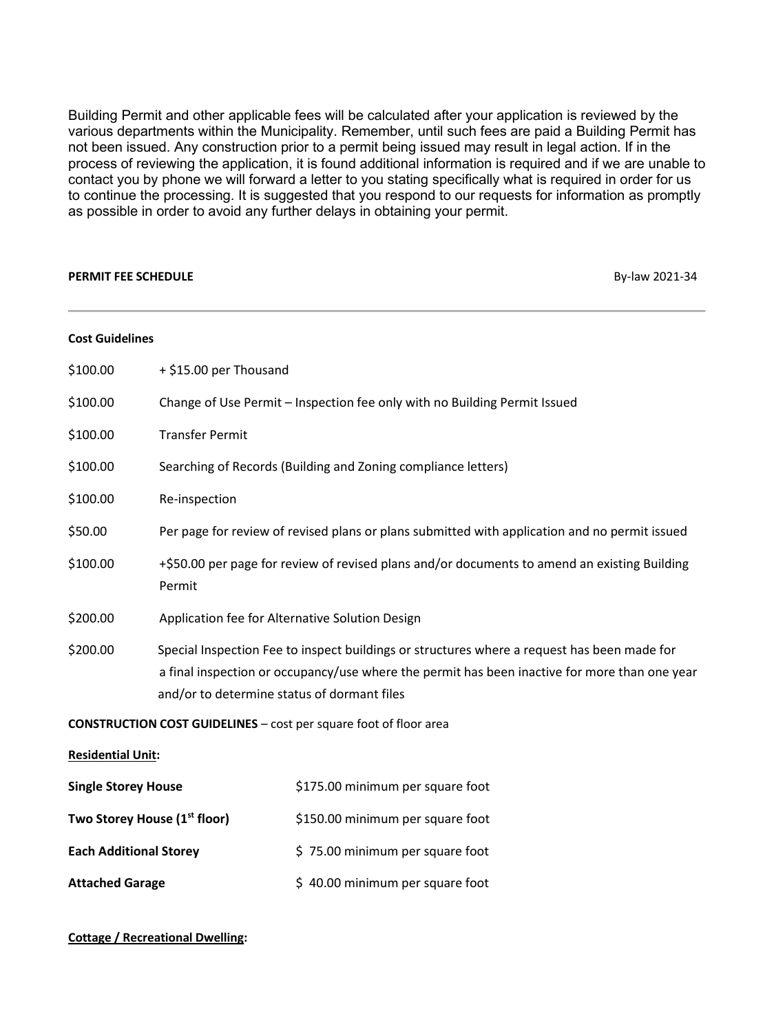Building Permit and other applicable fees will be calculated after your application is reviewed by the various departments within the Municipality. Remember, until such fees are paid a Building Permit has not been issued. Any construction prior to a permit being issued may result in legal action. If in the process of reviewing the application, it is found additional information is required and if we are unable to contact you by phone we will forward a letter to you stating specifically what is required in order for us to continue the processing. It is suggested that you respond to our requests for information as promptly as possible in order to avoid any further delays in obtaining your permit.

**PERMIT FEE SCHEDULE** By-law 2021-34

---

**Cost Guidelines**

| | |
|---|---|
| $100.00 | + $15.00 per Thousand |
| $100.00 | Change of Use Permit – Inspection fee only with no Building Permit Issued |
| $100.00 | Transfer Permit |
| $100.00 | Searching of Records (Building and Zoning compliance letters) |
| $100.00 | Re-inspection |
| $50.00 | Per page for review of revised plans or plans submitted with application and no permit issued |
| $100.00 | +$50.00 per page for review of revised plans and/or documents to amend an existing Building Permit |
| $200.00 | Application fee for Alternative Solution Design |
| $200.00 | Special Inspection Fee to inspect buildings or structures where a request has been made for a final inspection or occupancy/use where the permit has been inactive for more than one year and/or to determine status of dormant files |

**CONSTRUCTION COST GUIDELINES** – cost per square foot of floor area

**Residential Unit:**

| | |
|---|---|
| **Single Storey House** | $175.00 minimum per square foot |
| **Two Storey House (1st floor)** | $150.00 minimum per square foot |
| **Each Additional Storey** | $ 75.00 minimum per square foot |
| **Attached Garage** | $ 40.00 minimum per square foot |

**Cottage / Recreational Dwelling:**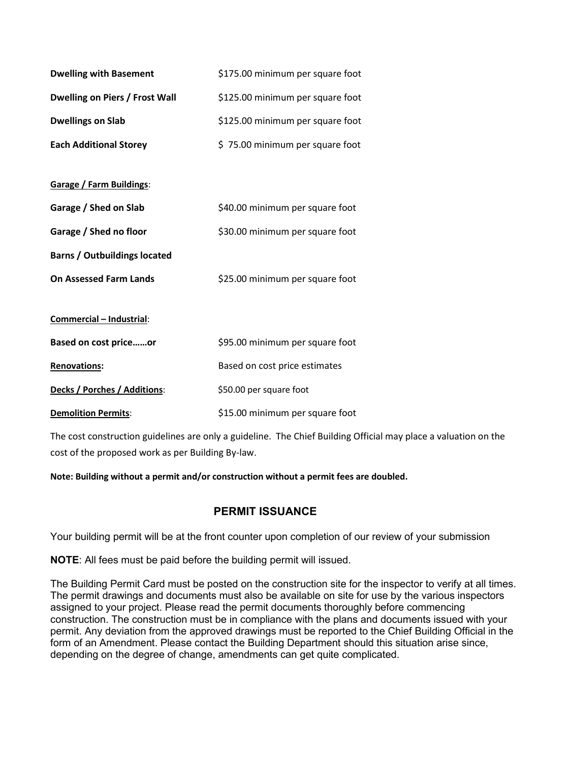| | |
|---|---|
| **Dwelling with Basement** | $175.00 minimum per square foot |
| **Dwelling on Piers / Frost Wall** | $125.00 minimum per square foot |
| **Dwellings on Slab** | $125.00 minimum per square foot |
| **Each Additional Storey** | $ 75.00 minimum per square foot |
| **Garage / Farm Buildings**: | |
| **Garage / Shed on Slab** | $40.00 minimum per square foot |
| **Garage / Shed no floor** | $30.00 minimum per square foot |
| **Barns / Outbuildings located On Assessed Farm Lands** | $25.00 minimum per square foot |
| **Commercial – Industrial**: | |
| **Based on cost price……or** | $95.00 minimum per square foot |
| **Renovations:** | Based on cost price estimates |
| **Decks / Porches / Additions**: | $50.00 per square foot |
| **Demolition Permits**: | $15.00 minimum per square foot |

The cost construction guidelines are only a guideline. The Chief Building Official may place a valuation on the cost of the proposed work as per Building By-law.

**Note: Building without a permit and/or construction without a permit fees are doubled.**

## PERMIT ISSUANCE

Your building permit will be at the front counter upon completion of our review of your submission

**NOTE**: All fees must be paid before the building permit will issued.

The Building Permit Card must be posted on the construction site for the inspector to verify at all times. The permit drawings and documents must also be available on site for use by the various inspectors assigned to your project. Please read the permit documents thoroughly before commencing construction. The construction must be in compliance with the plans and documents issued with your permit. Any deviation from the approved drawings must be reported to the Chief Building Official in the form of an Amendment. Please contact the Building Department should this situation arise since, depending on the degree of change, amendments can get quite complicated.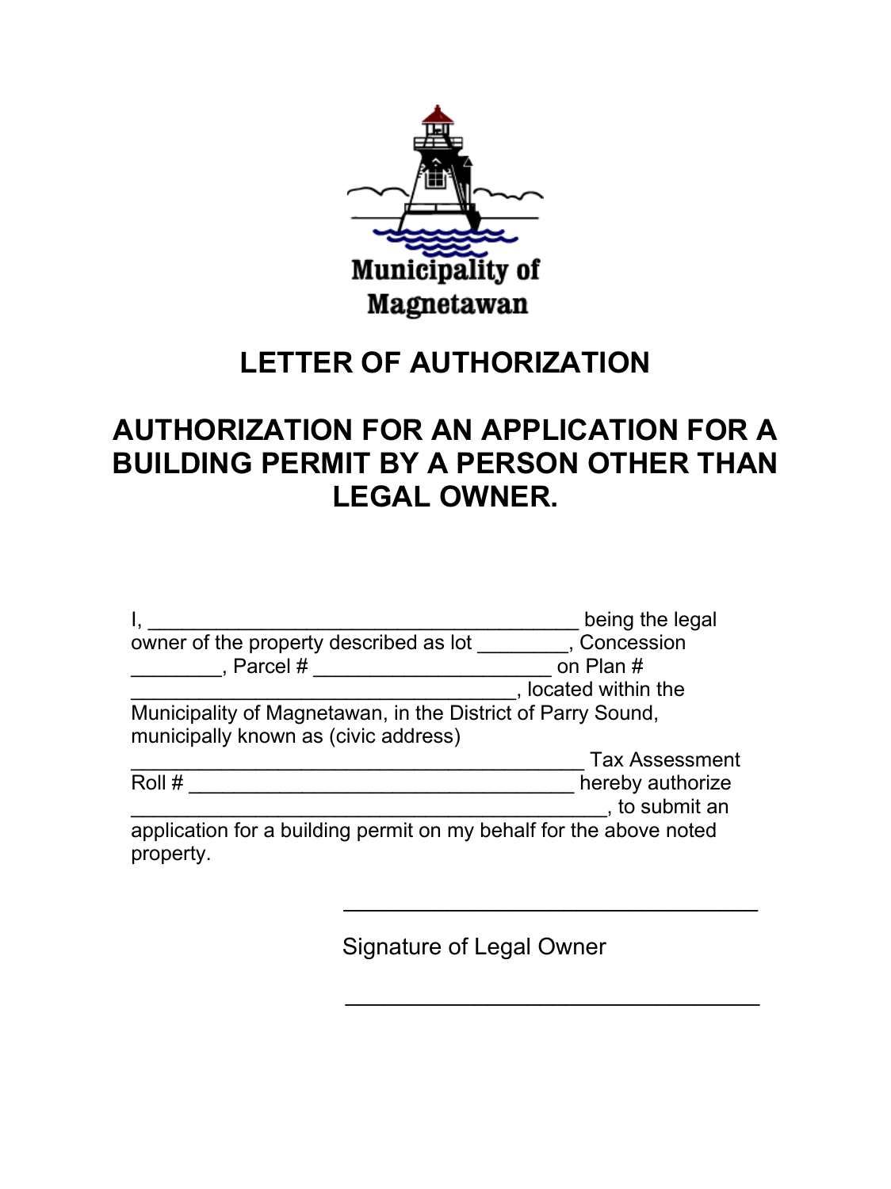Municipality of Magnetawan

# LETTER OF AUTHORIZATION

# AUTHORIZATION FOR AN APPLICATION FOR A BUILDING PERMIT BY A PERSON OTHER THAN LEGAL OWNER.

I, ______________________________________ being the legal owner of the property described as lot ________, Concession ________, Parcel # _____________________ on Plan # __________________________________, located within the Municipality of Magnetawan, in the District of Parry Sound, municipally known as (civic address) ________________________________________ Tax Assessment Roll # __________________________________ hereby authorize ___________________________________________, to submit an application for a building permit on my behalf for the above noted property.

___________________________________

Signature of Legal Owner

___________________________________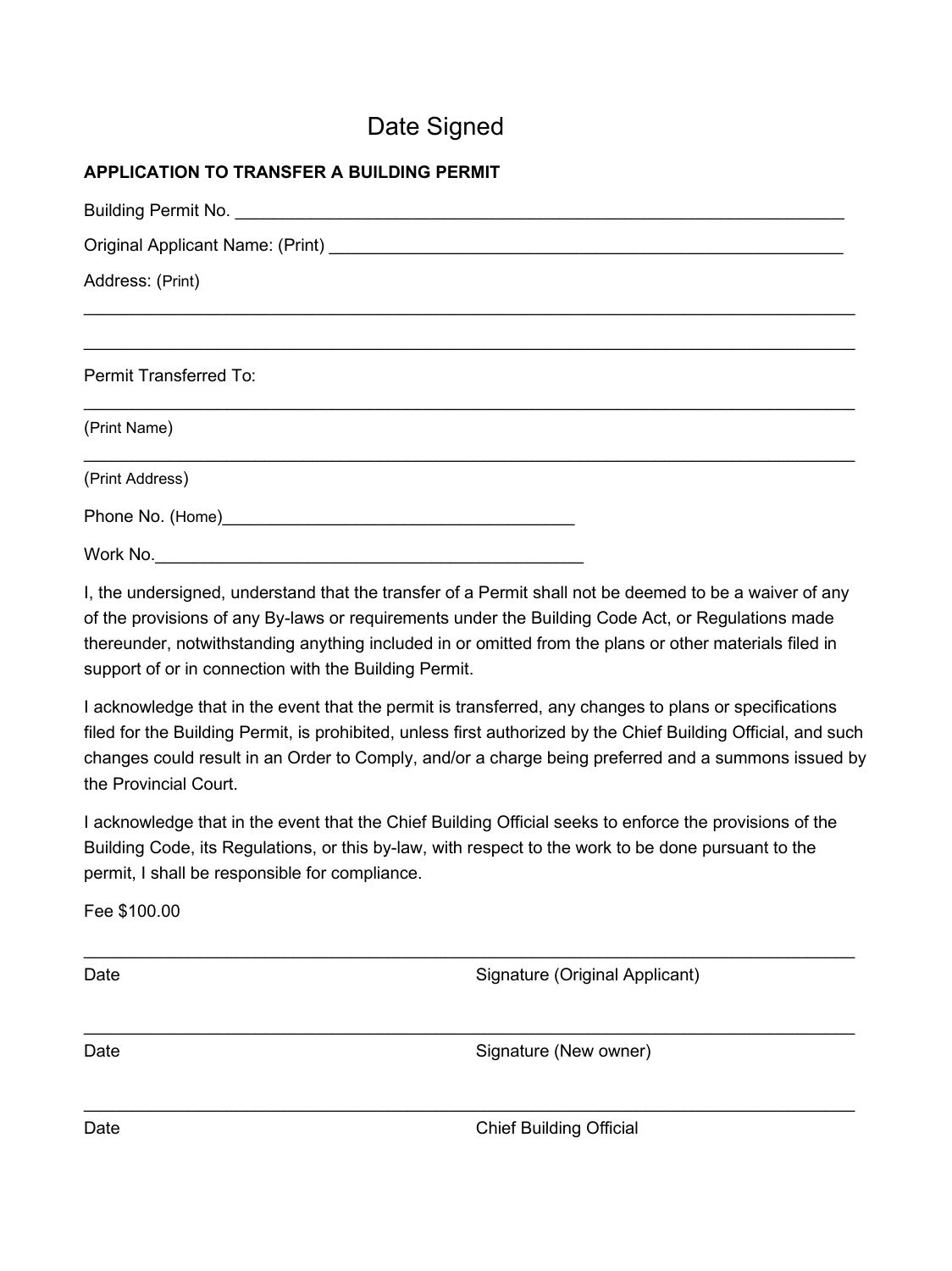Date Signed

**APPLICATION TO TRANSFER A BUILDING PERMIT**

Building Permit No. ___________________________________________________________________

Original Applicant Name: (Print) ________________________________________________________

Address: (Print)

_______________________________________________________________________________

_______________________________________________________________________________

Permit Transferred To:

_______________________________________________________________________________

(Print Name)

_______________________________________________________________________________

(Print Address)

Phone No. (Home)______________________________________

Work No.______________________________________________

I, the undersigned, understand that the transfer of a Permit shall not be deemed to be a waiver of any of the provisions of any By-laws or requirements under the Building Code Act, or Regulations made thereunder, notwithstanding anything included in or omitted from the plans or other materials filed in support of or in connection with the Building Permit.

I acknowledge that in the event that the permit is transferred, any changes to plans or specifications filed for the Building Permit, is prohibited, unless first authorized by the Chief Building Official, and such changes could result in an Order to Comply, and/or a charge being preferred and a summons issued by the Provincial Court.

I acknowledge that in the event that the Chief Building Official seeks to enforce the provisions of the Building Code, its Regulations, or this by-law, with respect to the work to be done pursuant to the permit, I shall be responsible for compliance.

Fee $100.00

_______________________________________________________________________________

Date Signature (Original Applicant)

_______________________________________________________________________________

Date Signature (New owner)

_______________________________________________________________________________

Date Chief Building Official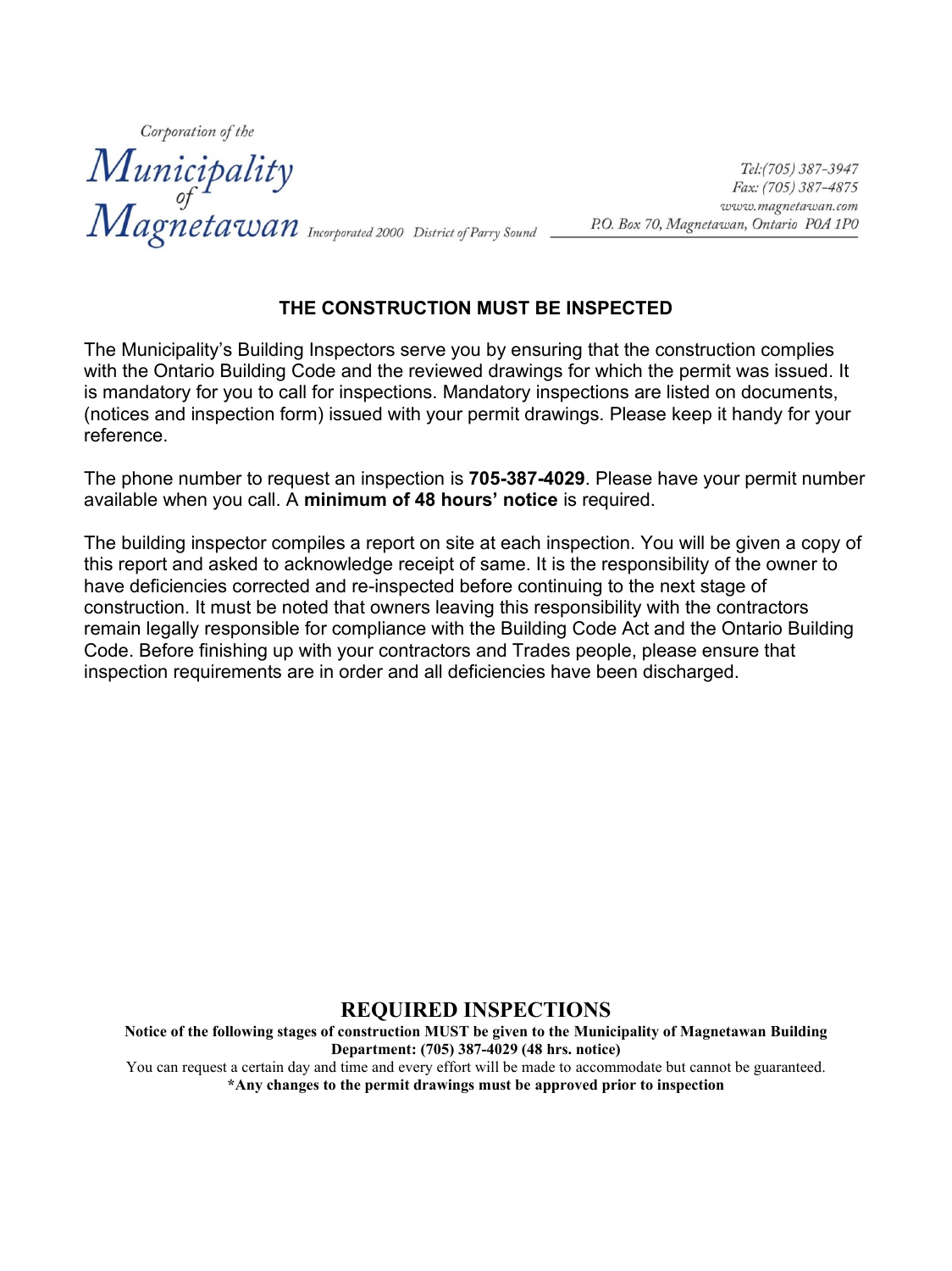Corporation of the

# Municipality of Magnetawan

Incorporated 2000 District of Parry Sound

Tel:(705) 387-3947
Fax: (705) 387-4875
www.magnetawan.com
P.O. Box 70, Magnetawan, Ontario P0A 1P0

**THE CONSTRUCTION MUST BE INSPECTED**

The Municipality's Building Inspectors serve you by ensuring that the construction complies with the Ontario Building Code and the reviewed drawings for which the permit was issued. It is mandatory for you to call for inspections. Mandatory inspections are listed on documents, (notices and inspection form) issued with your permit drawings. Please keep it handy for your reference.

The phone number to request an inspection is **705-387-4029**. Please have your permit number available when you call. A **minimum of 48 hours' notice** is required.

The building inspector compiles a report on site at each inspection. You will be given a copy of this report and asked to acknowledge receipt of same. It is the responsibility of the owner to have deficiencies corrected and re-inspected before continuing to the next stage of construction. It must be noted that owners leaving this responsibility with the contractors remain legally responsible for compliance with the Building Code Act and the Ontario Building Code. Before finishing up with your contractors and Trades people, please ensure that inspection requirements are in order and all deficiencies have been discharged.

## REQUIRED INSPECTIONS

**Notice of the following stages of construction MUST be given to the Municipality of Magnetawan Building Department: (705) 387-4029 (48 hrs. notice)**

You can request a certain day and time and every effort will be made to accommodate but cannot be guaranteed.

***Any changes to the permit drawings must be approved prior to inspection**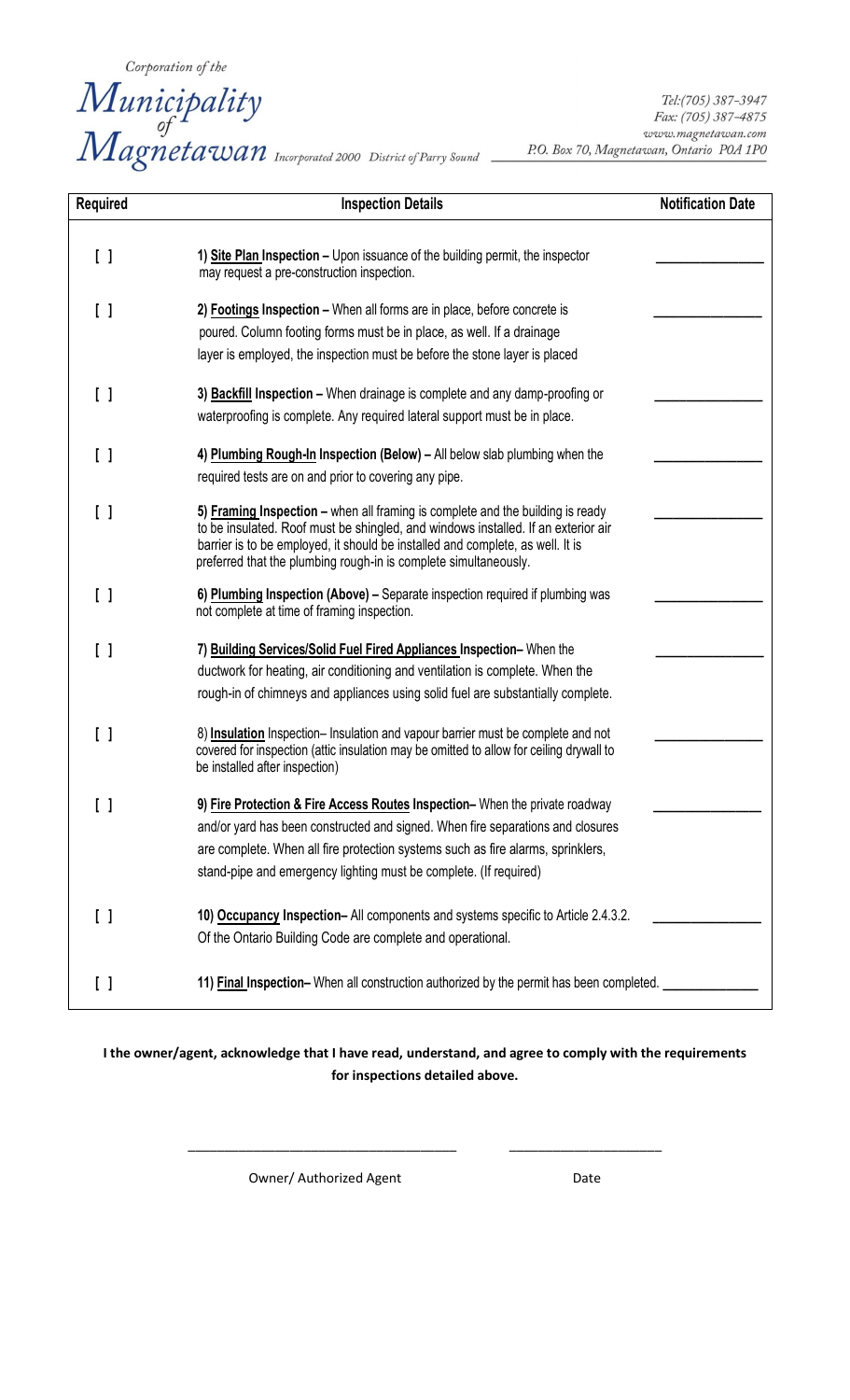*Corporation of the*

# Municipality of Magnetawan

*Incorporated 2000 District of Parry Sound*

*Tel:(705) 387-3947*
*Fax: (705) 387-4875*
*www.magnetawan.com*
*P.O. Box 70, Magnetawan, Ontario P0A 1P0*

| Required | Inspection Details | Notification Date |
|---|---|---|
| [ ] | **1) Site Plan Inspection –** Upon issuance of the building permit, the inspector may request a pre-construction inspection. | ______________ |
| [ ] | **2) Footings Inspection –** When all forms are in place, before concrete is poured. Column footing forms must be in place, as well. If a drainage layer is employed, the inspection must be before the stone layer is placed | ______________ |
| [ ] | **3) Backfill Inspection –** When drainage is complete and any damp-proofing or waterproofing is complete. Any required lateral support must be in place. | ______________ |
| [ ] | **4) Plumbing Rough-In Inspection (Below) –** All below slab plumbing when the required tests are on and prior to covering any pipe. | ______________ |
| [ ] | **5) Framing Inspection –** when all framing is complete and the building is ready to be insulated. Roof must be shingled, and windows installed. If an exterior air barrier is to be employed, it should be installed and complete, as well. It is preferred that the plumbing rough-in is complete simultaneously. | ______________ |
| [ ] | **6) Plumbing Inspection (Above) –** Separate inspection required if plumbing was not complete at time of framing inspection. | ______________ |
| [ ] | **7) Building Services/Solid Fuel Fired Appliances Inspection–** When the ductwork for heating, air conditioning and ventilation is complete. When the rough-in of chimneys and appliances using solid fuel are substantially complete. | ______________ |
| [ ] | 8) **Insulation** Inspection– Insulation and vapour barrier must be complete and not covered for inspection (attic insulation may be omitted to allow for ceiling drywall to be installed after inspection) | ______________ |
| [ ] | **9) Fire Protection & Fire Access Routes Inspection–** When the private roadway and/or yard has been constructed and signed. When fire separations and closures are complete. When all fire protection systems such as fire alarms, sprinklers, stand-pipe and emergency lighting must be complete. (If required) | ______________ |
| [ ] | **10) Occupancy Inspection–** All components and systems specific to Article 2.4.3.2. Of the Ontario Building Code are complete and operational. | ______________ |
| [ ] | **11) Final Inspection–** When all construction authorized by the permit has been completed. | ______________ |

**I the owner/agent, acknowledge that I have read, understand, and agree to comply with the requirements for inspections detailed above.**

___________________________________ ____________________

Owner/ Authorized Agent Date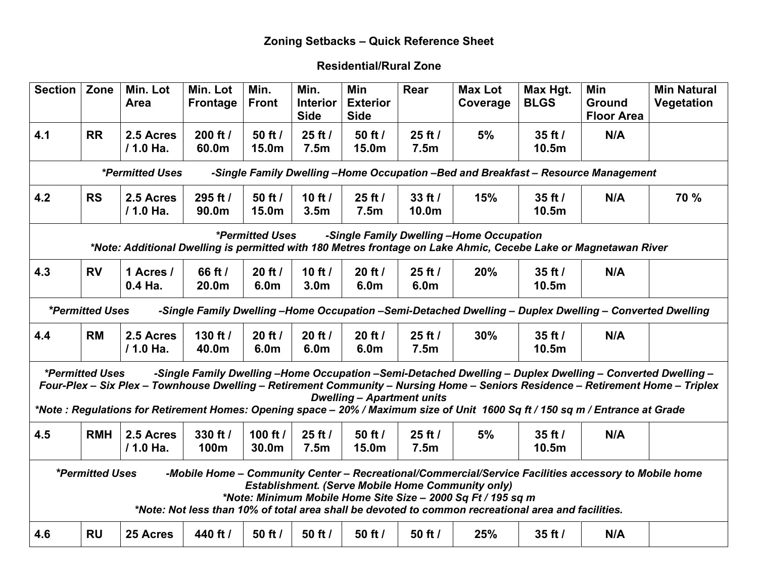**Zoning Setbacks – Quick Reference Sheet**

**Residential/Rural Zone**

| Section | Zone | Min. Lot Area | Min. Lot Frontage | Min. Front | Min. Interior Side | Min Exterior Side | Rear | Max Lot Coverage | Max Hgt. BLGS | Min Ground Floor Area | Min Natural Vegetation |
|---|---|---|---|---|---|---|---|---|---|---|---|
| **4.1** | **RR** | **2.5 Acres / 1.0 Ha.** | **200 ft / 60.0m** | **50 ft / 15.0m** | **25 ft / 7.5m** | **50 ft / 15.0m** | **25 ft / 7.5m** | **5%** | **35 ft / 10.5m** | **N/A** | |
| ***\*Permitted Uses** -Single Family Dwelling –Home Occupation –Bed and Breakfast – Resource Management* | | | | | | | | | | | |
| **4.2** | **RS** | **2.5 Acres / 1.0 Ha.** | **295 ft / 90.0m** | **50 ft / 15.0m** | **10 ft / 3.5m** | **25 ft / 7.5m** | **33 ft / 10.0m** | **15%** | **35 ft / 10.5m** | **N/A** | **70 %** |
| ***\*Permitted Uses** -Single Family Dwelling –Home Occupation* *\*Note: Additional Dwelling is permitted with 180 Metres frontage on Lake Ahmic, Cecebe Lake or Magnetawan River* | | | | | | | | | | | |
| **4.3** | **RV** | **1 Acres / 0.4 Ha.** | **66 ft / 20.0m** | **20 ft / 6.0m** | **10 ft / 3.0m** | **20 ft / 6.0m** | **25 ft / 6.0m** | **20%** | **35 ft / 10.5m** | **N/A** | |
| ***\*Permitted Uses** -Single Family Dwelling –Home Occupation –Semi-Detached Dwelling – Duplex Dwelling – Converted Dwelling* | | | | | | | | | | | |
| **4.4** | **RM** | **2.5 Acres / 1.0 Ha.** | **130 ft / 40.0m** | **20 ft / 6.0m** | **20 ft / 6.0m** | **20 ft / 6.0m** | **25 ft / 7.5m** | **30%** | **35 ft / 10.5m** | **N/A** | |
| ***\*Permitted Uses** -Single Family Dwelling –Home Occupation –Semi-Detached Dwelling – Duplex Dwelling – Converted Dwelling – Four-Plex – Six Plex – Townhouse Dwelling – Retirement Community – Nursing Home – Seniors Residence – Retirement Home – Triplex Dwelling – Apartment units* *\*Note : Regulations for Retirement Homes: Opening space – 20% / Maximum size of Unit 1600 Sq ft / 150 sq m / Entrance at Grade* | | | | | | | | | | | |
| **4.5** | **RMH** | **2.5 Acres / 1.0 Ha.** | **330 ft / 100m** | **100 ft / 30.0m** | **25 ft / 7.5m** | **50 ft / 15.0m** | **25 ft / 7.5m** | **5%** | **35 ft / 10.5m** | **N/A** | |
| ***\*Permitted Uses** -Mobile Home – Community Center – Recreational/Commercial/Service Facilities accessory to Mobile home Establishment. (Serve Mobile Home Community only)* *\*Note: Minimum Mobile Home Site Size – 2000 Sq Ft / 195 sq m* *\*Note: Not less than 10% of total area shall be devoted to common recreational area and facilities.* | | | | | | | | | | | |
| **4.6** | **RU** | **25 Acres** | **440 ft /** | **50 ft /** | **50 ft /** | **50 ft /** | **50 ft /** | **25%** | **35 ft /** | **N/A** | |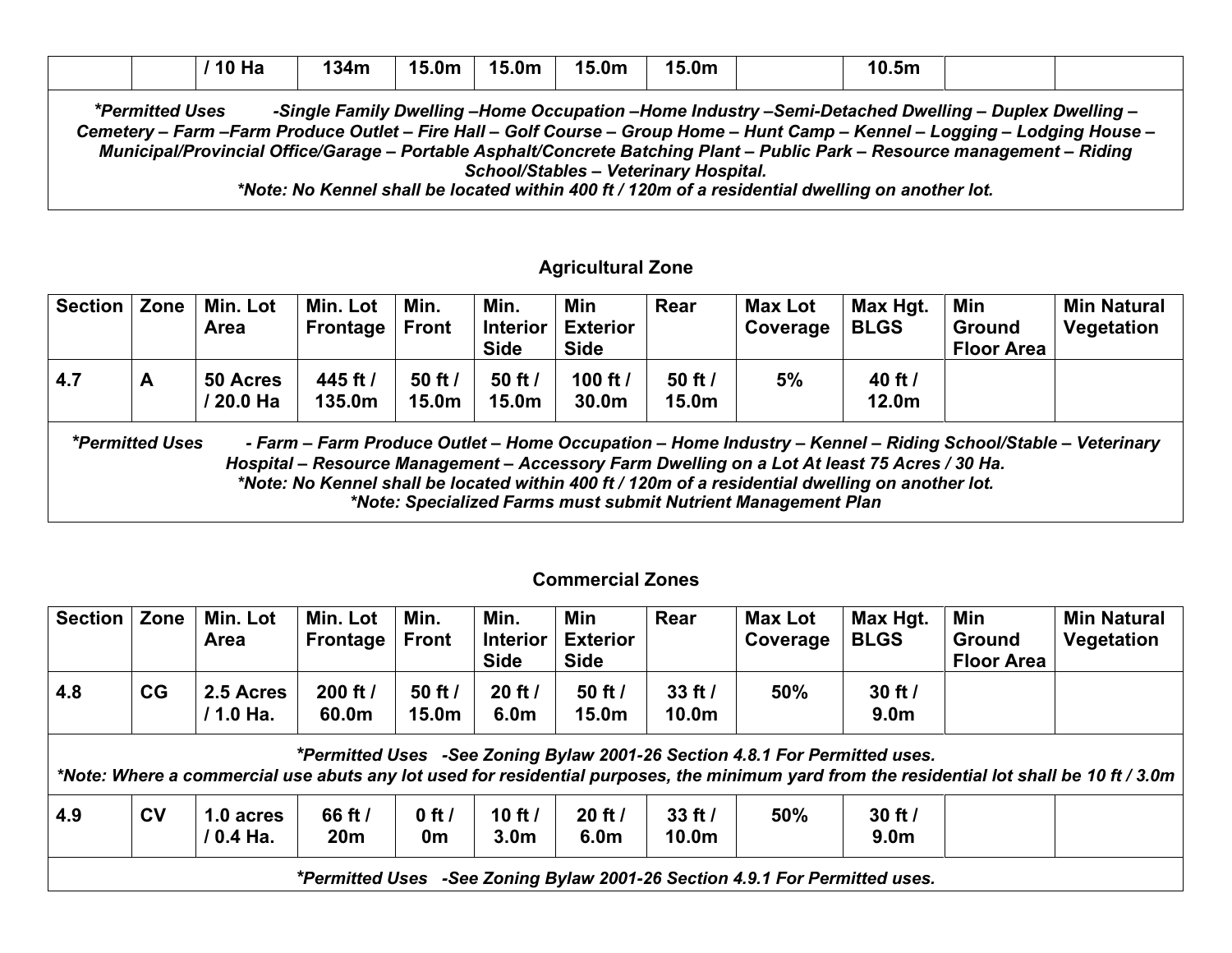| | | / 10 Ha | 134m | 15.0m | 15.0m | 15.0m | 15.0m | | 10.5m | | |
|---|---|---|---|---|---|---|---|---|---|---|---|

***Permitted Uses** -Single Family Dwelling –Home Occupation –Home Industry –Semi-Detached Dwelling – Duplex Dwelling – Cemetery – Farm –Farm Produce Outlet – Fire Hall – Golf Course – Group Home – Hunt Camp – Kennel – Logging – Lodging House – Municipal/Provincial Office/Garage – Portable Asphalt/Concrete Batching Plant – Public Park – Resource management – Riding School/Stables – Veterinary Hospital.*
***Note: No Kennel shall be located within 400 ft / 120m of a residential dwelling on another lot.***

### Agricultural Zone

| Section | Zone | Min. Lot Area | Min. Lot Frontage | Min. Front | Min. Interior Side | Min Exterior Side | Rear | Max Lot Coverage | Max Hgt. BLGS | Min Ground Floor Area | Min Natural Vegetation |
|---|---|---|---|---|---|---|---|---|---|---|---|
| 4.7 | A | 50 Acres / 20.0 Ha | 445 ft / 135.0m | 50 ft / 15.0m | 50 ft / 15.0m | 100 ft / 30.0m | 50 ft / 15.0m | 5% | 40 ft / 12.0m | | |

***Permitted Uses** - Farm – Farm Produce Outlet – Home Occupation – Home Industry – Kennel – Riding School/Stable – Veterinary Hospital – Resource Management – Accessory Farm Dwelling on a Lot At least 75 Acres / 30 Ha.*
***Note: No Kennel shall be located within 400 ft / 120m of a residential dwelling on another lot.***
***Note: Specialized Farms must submit Nutrient Management Plan***

### Commercial Zones

| Section | Zone | Min. Lot Area | Min. Lot Frontage | Min. Front | Min. Interior Side | Min Exterior Side | Rear | Max Lot Coverage | Max Hgt. BLGS | Min Ground Floor Area | Min Natural Vegetation |
|---|---|---|---|---|---|---|---|---|---|---|---|
| 4.8 | CG | 2.5 Acres / 1.0 Ha. | 200 ft / 60.0m | 50 ft / 15.0m | 20 ft / 6.0m | 50 ft / 15.0m | 33 ft / 10.0m | 50% | 30 ft / 9.0m | | |

***Permitted Uses** -See Zoning Bylaw 2001-26 Section 4.8.1 For Permitted uses.*
***Note: Where a commercial use abuts any lot used for residential purposes, the minimum yard from the residential lot shall be 10 ft / 3.0m***

| Section | Zone | Min. Lot Area | Min. Lot Frontage | Min. Front | Min. Interior Side | Min Exterior Side | Rear | Max Lot Coverage | Max Hgt. BLGS | Min Ground Floor Area | Min Natural Vegetation |
|---|---|---|---|---|---|---|---|---|---|---|---|
| 4.9 | CV | 1.0 acres / 0.4 Ha. | 66 ft / 20m | 0 ft / 0m | 10 ft / 3.0m | 20 ft / 6.0m | 33 ft / 10.0m | 50% | 30 ft / 9.0m | | |

***Permitted Uses** -See Zoning Bylaw 2001-26 Section 4.9.1 For Permitted uses.*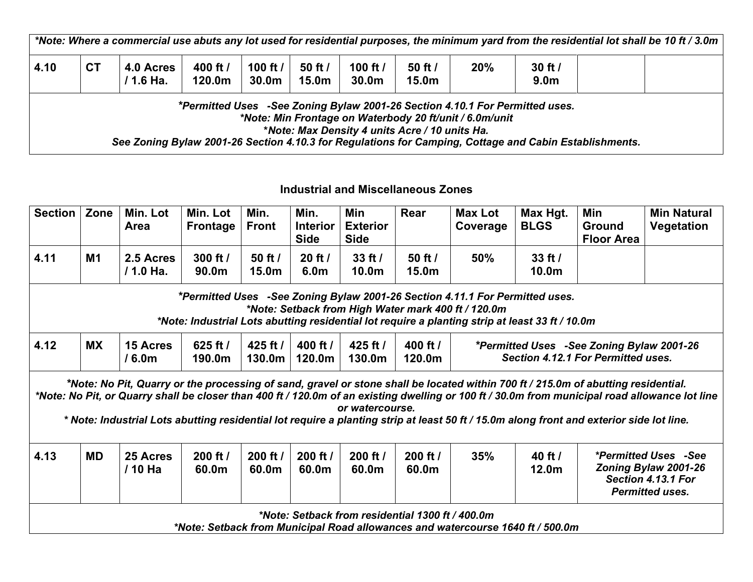| *Note: Where a commercial use abuts any lot used for residential purposes, the minimum yard from the residential lot shall be 10 ft / 3.0m | | | | | | | | | | | |
|---|---|---|---|---|---|---|---|---|---|---|---|
| **4.10** | **CT** | **4.0 Acres / 1.6 Ha.** | **400 ft / 120.0m** | **100 ft / 30.0m** | **50 ft / 15.0m** | **100 ft / 30.0m** | **50 ft / 15.0m** | **20%** | **30 ft / 9.0m** | | |
| ***Permitted Uses -See Zoning Bylaw 2001-26 Section 4.10.1 For Permitted uses.*** ***\*Note: Min Frontage on Waterbody 20 ft/unit / 6.0m/unit*** ***\*Note: Max Density 4 units Acre / 10 units Ha.*** ***See Zoning Bylaw 2001-26 Section 4.10.3 for Regulations for Camping, Cottage and Cabin Establishments.*** | | | | | | | | | | | |

### Industrial and Miscellaneous Zones

| Section | Zone | Min. Lot Area | Min. Lot Frontage | Min. Front | Min. Interior Side | Min Exterior Side | Rear | Max Lot Coverage | Max Hgt. BLGS | Min Ground Floor Area | Min Natural Vegetation |
|---|---|---|---|---|---|---|---|---|---|---|---|
| **4.11** | **M1** | **2.5 Acres / 1.0 Ha.** | **300 ft / 90.0m** | **50 ft / 15.0m** | **20 ft / 6.0m** | **33 ft / 10.0m** | **50 ft / 15.0m** | **50%** | **33 ft / 10.0m** | | |
| ***Permitted Uses -See Zoning Bylaw 2001-26 Section 4.11.1 For Permitted uses.*** ***\*Note: Setback from High Water mark 400 ft / 120.0m*** ***\*Note: Industrial Lots abutting residential lot require a planting strip at least 33 ft / 10.0m*** | | | | | | | | | | | |
| **4.12** | **MX** | **15 Acres / 6.0m** | **625 ft / 190.0m** | **425 ft / 130.0m** | **400 ft / 120.0m** | **425 ft / 130.0m** | **400 ft / 120.0m** | ***Permitted Uses -See Zoning Bylaw 2001-26 Section 4.12.1 For Permitted uses.*** | | | |
| ***\*Note: No Pit, Quarry or the processing of sand, gravel or stone shall be located within 700 ft / 215.0m of abutting residential.*** ***\*Note: No Pit, or Quarry shall be closer than 400 ft / 120.0m of an existing dwelling or 100 ft / 30.0m from municipal road allowance lot line or watercourse.*** ***\* Note: Industrial Lots abutting residential lot require a planting strip at least 50 ft / 15.0m along front and exterior side lot line.*** | | | | | | | | | | | |
| **4.13** | **MD** | **25 Acres / 10 Ha** | **200 ft / 60.0m** | **200 ft / 60.0m** | **200 ft / 60.0m** | **200 ft / 60.0m** | **200 ft / 60.0m** | **35%** | **40 ft / 12.0m** | ***Permitted Uses -See Zoning Bylaw 2001-26 Section 4.13.1 For Permitted uses.*** | |
| ***\*Note: Setback from residential 1300 ft / 400.0m*** ***\*Note: Setback from Municipal Road allowances and watercourse 1640 ft / 500.0m*** | | | | | | | | | | | |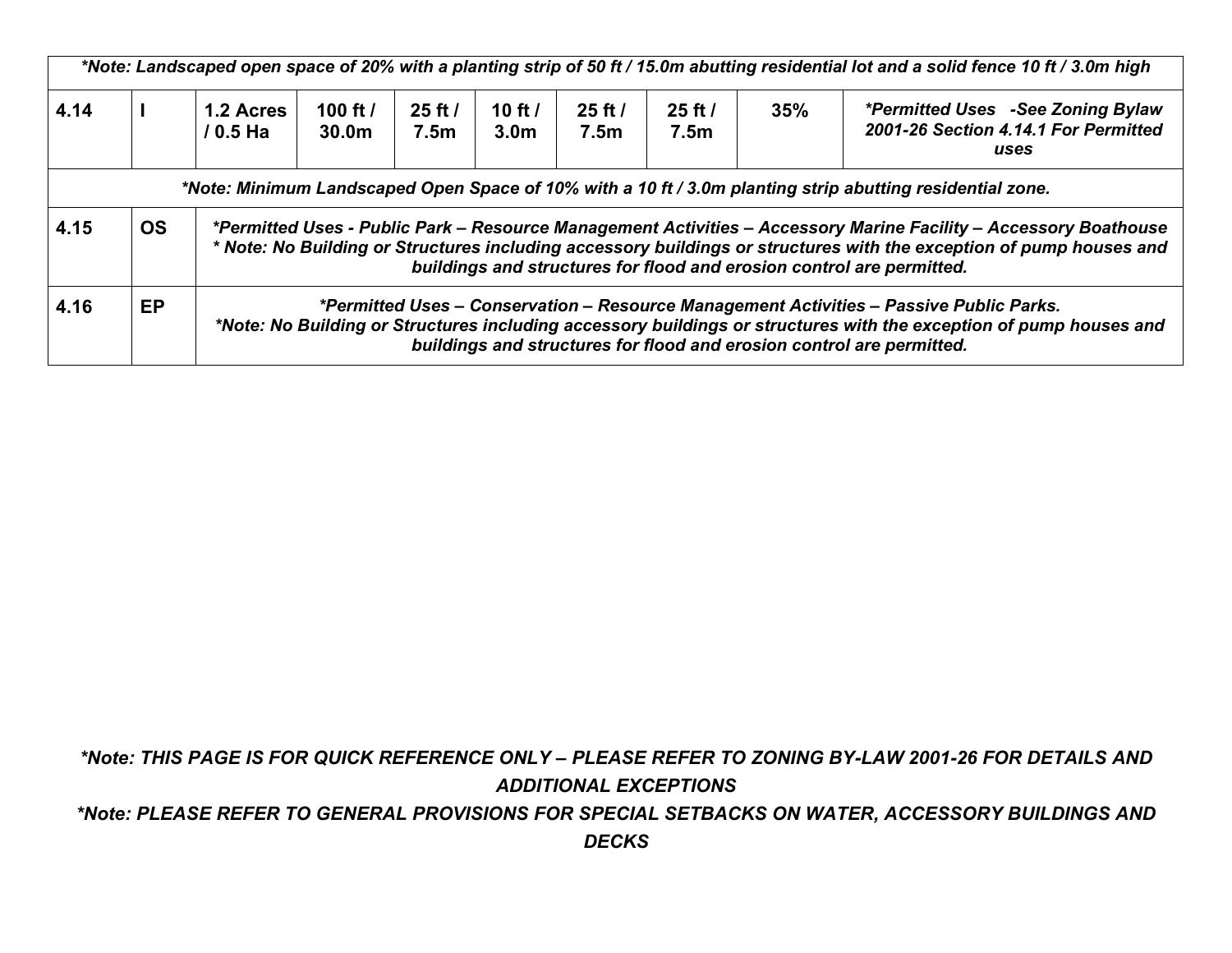| *Note: Landscaped open space of 20% with a planting strip of 50 ft / 15.0m abutting residential lot and a solid fence 10 ft / 3.0m high | | | | | | | | | |
|---|---|---|---|---|---|---|---|---|---|
| **4.14** | **I** | **1.2 Acres / 0.5 Ha** | **100 ft / 30.0m** | **25 ft / 7.5m** | **10 ft / 3.0m** | **25 ft / 7.5m** | **25 ft / 7.5m** | **35%** | ***Permitted Uses -See Zoning Bylaw 2001-26 Section 4.14.1 For Permitted uses*** |
| ***Note: Minimum Landscaped Open Space of 10% with a 10 ft / 3.0m planting strip abutting residential zone.*** | | | | | | | | | |
| **4.15** | **OS** | ***Permitted Uses - Public Park – Resource Management Activities – Accessory Marine Facility – Accessory Boathouse * Note: No Building or Structures including accessory buildings or structures with the exception of pump houses and buildings and structures for flood and erosion control are permitted.*** | | | | | | | |
| **4.16** | **EP** | ***Permitted Uses – Conservation – Resource Management Activities – Passive Public Parks. *Note: No Building or Structures including accessory buildings or structures with the exception of pump houses and buildings and structures for flood and erosion control are permitted.*** | | | | | | | |

***Note: THIS PAGE IS FOR QUICK REFERENCE ONLY – PLEASE REFER TO ZONING BY-LAW 2001-26 FOR DETAILS AND ADDITIONAL EXCEPTIONS***

***Note: PLEASE REFER TO GENERAL PROVISIONS FOR SPECIAL SETBACKS ON WATER, ACCESSORY BUILDINGS AND DECKS***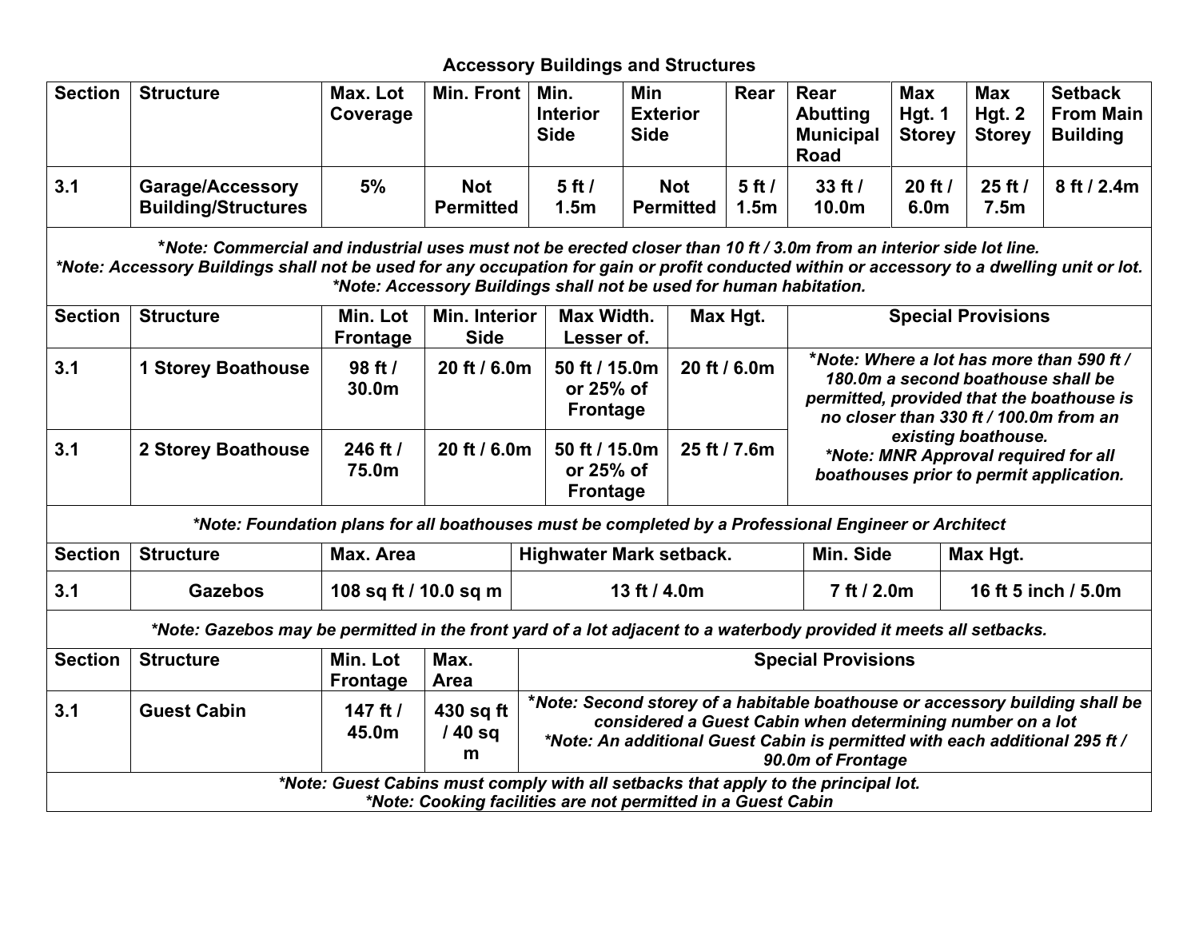## Accessory Buildings and Structures

| Section | Structure | Max. Lot Coverage | Min. Front | Min. Interior Side | Min Exterior Side | Rear | Rear Abutting Municipal Road | Max Hgt. 1 Storey | Max Hgt. 2 Storey | Setback From Main Building |
|---|---|---|---|---|---|---|---|---|---|---|
| 3.1 | **Garage/Accessory Building/Structures** | 5% | Not Permitted | 5 ft / 1.5m | Not Permitted | 5 ft / 1.5m | 33 ft / 10.0m | 20 ft / 6.0m | 25 ft / 7.5m | 8 ft / 2.4m |

****Note: Commercial and industrial uses must not be erected closer than 10 ft / 3.0m from an interior side lot line.***
***\*Note: Accessory Buildings shall not be used for any occupation for gain or profit conducted within or accessory to a dwelling unit or lot.***
***\*Note: Accessory Buildings shall not be used for human habitation.***

| Section | Structure | Min. Lot Frontage | Min. Interior Side | Max Width. Lesser of. | Max Hgt. | Special Provisions |
|---|---|---|---|---|---|---|
| 3.1 | **1 Storey Boathouse** | 98 ft / 30.0m | 20 ft / 6.0m | 50 ft / 15.0m or 25% of Frontage | 20 ft / 6.0m | *Note: Where a lot has more than 590 ft / 180.0m a second boathouse shall be permitted, provided that the boathouse is no closer than 330 ft / 100.0m from an existing boathouse. *Note: MNR Approval required for all boathouses prior to permit application. |
| 3.1 | **2 Storey Boathouse** | 246 ft / 75.0m | 20 ft / 6.0m | 50 ft / 15.0m or 25% of Frontage | 25 ft / 7.6m | |

***\*Note: Foundation plans for all boathouses must be completed by a Professional Engineer or Architect***

| Section | Structure | Max. Area | Highwater Mark setback. | Min. Side | Max Hgt. |
|---|---|---|---|---|---|
| 3.1 | **Gazebos** | 108 sq ft / 10.0 sq m | 13 ft / 4.0m | 7 ft / 2.0m | 16 ft 5 inch / 5.0m |

***\*Note: Gazebos may be permitted in the front yard of a lot adjacent to a waterbody provided it meets all setbacks.***

| Section | Structure | Min. Lot Frontage | Max. Area | Special Provisions |
|---|---|---|---|---|
| 3.1 | **Guest Cabin** | 147 ft / 45.0m | 430 sq ft / 40 sq m | *Note: Second storey of a habitable boathouse or accessory building shall be considered a Guest Cabin when determining number on a lot *Note: An additional Guest Cabin is permitted with each additional 295 ft / 90.0m of Frontage |

***\*Note: Guest Cabins must comply with all setbacks that apply to the principal lot.***
***\*Note: Cooking facilities are not permitted in a Guest Cabin***